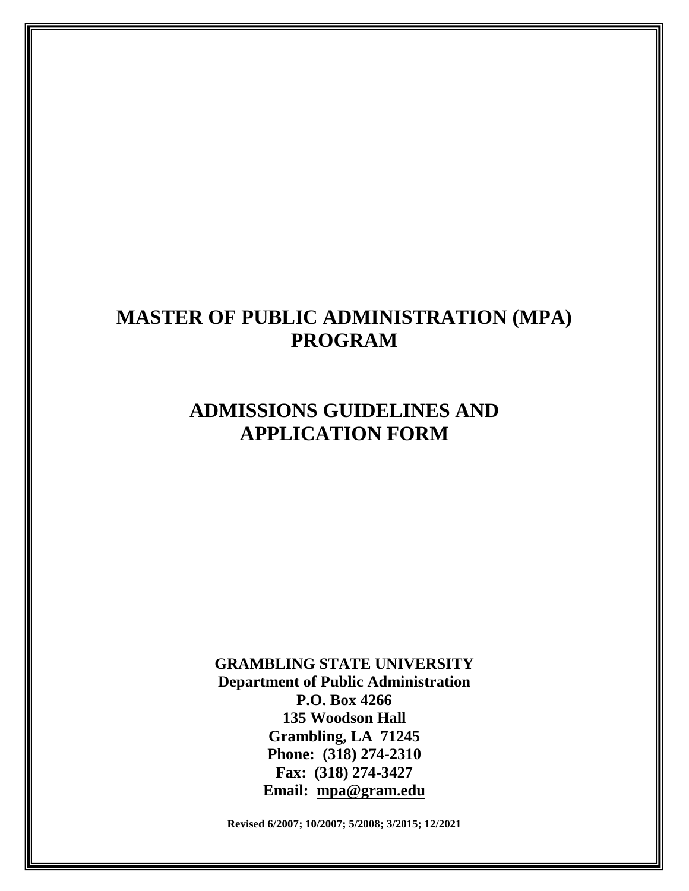# MASTER OF PUBLIC ADMINISTRATION (MPA) PROGRAM

# ADMISSIONS GUIDELINES AND APPLICATION FORM

**GRAMBLING STATE UNIVERSITY**
**Department of Public Administration**
**P.O. Box 4266**
**135 Woodson Hall**
**Grambling, LA 71245**
**Phone: (318) 274-2310**
**Fax: (318) 274-3427**
**Email: mpa@gram.edu**

**Revised 6/2007; 10/2007; 5/2008; 3/2015; 12/2021**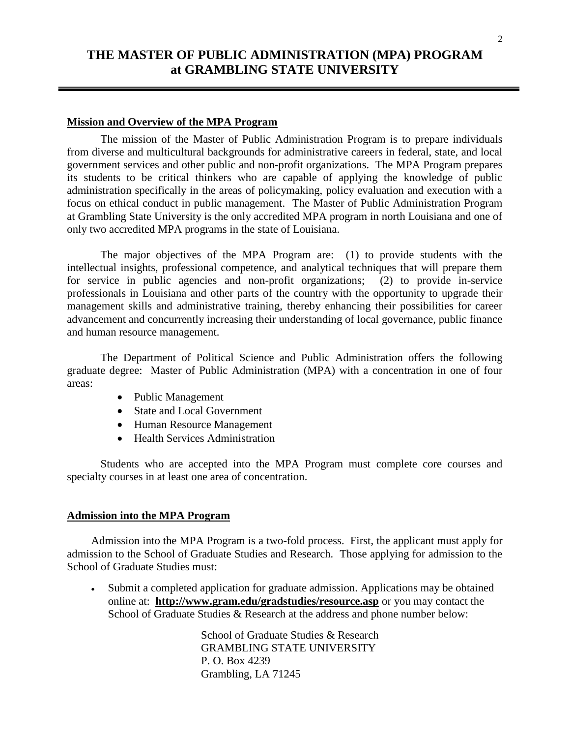# THE MASTER OF PUBLIC ADMINISTRATION (MPA) PROGRAM at GRAMBLING STATE UNIVERSITY

## Mission and Overview of the MPA Program

The mission of the Master of Public Administration Program is to prepare individuals from diverse and multicultural backgrounds for administrative careers in federal, state, and local government services and other public and non-profit organizations. The MPA Program prepares its students to be critical thinkers who are capable of applying the knowledge of public administration specifically in the areas of policymaking, policy evaluation and execution with a focus on ethical conduct in public management. The Master of Public Administration Program at Grambling State University is the only accredited MPA program in north Louisiana and one of only two accredited MPA programs in the state of Louisiana.

The major objectives of the MPA Program are: (1) to provide students with the intellectual insights, professional competence, and analytical techniques that will prepare them for service in public agencies and non-profit organizations; (2) to provide in-service professionals in Louisiana and other parts of the country with the opportunity to upgrade their management skills and administrative training, thereby enhancing their possibilities for career advancement and concurrently increasing their understanding of local governance, public finance and human resource management.

The Department of Political Science and Public Administration offers the following graduate degree: Master of Public Administration (MPA) with a concentration in one of four areas:

- Public Management
- State and Local Government
- Human Resource Management
- Health Services Administration

Students who are accepted into the MPA Program must complete core courses and specialty courses in at least one area of concentration.

## Admission into the MPA Program

Admission into the MPA Program is a two-fold process. First, the applicant must apply for admission to the School of Graduate Studies and Research. Those applying for admission to the School of Graduate Studies must:

- Submit a completed application for graduate admission. Applications may be obtained online at: **http://www.gram.edu/gradstudies/resource.asp** or you may contact the School of Graduate Studies & Research at the address and phone number below:

  School of Graduate Studies & Research
  GRAMBLING STATE UNIVERSITY
  P. O. Box 4239
  Grambling, LA 71245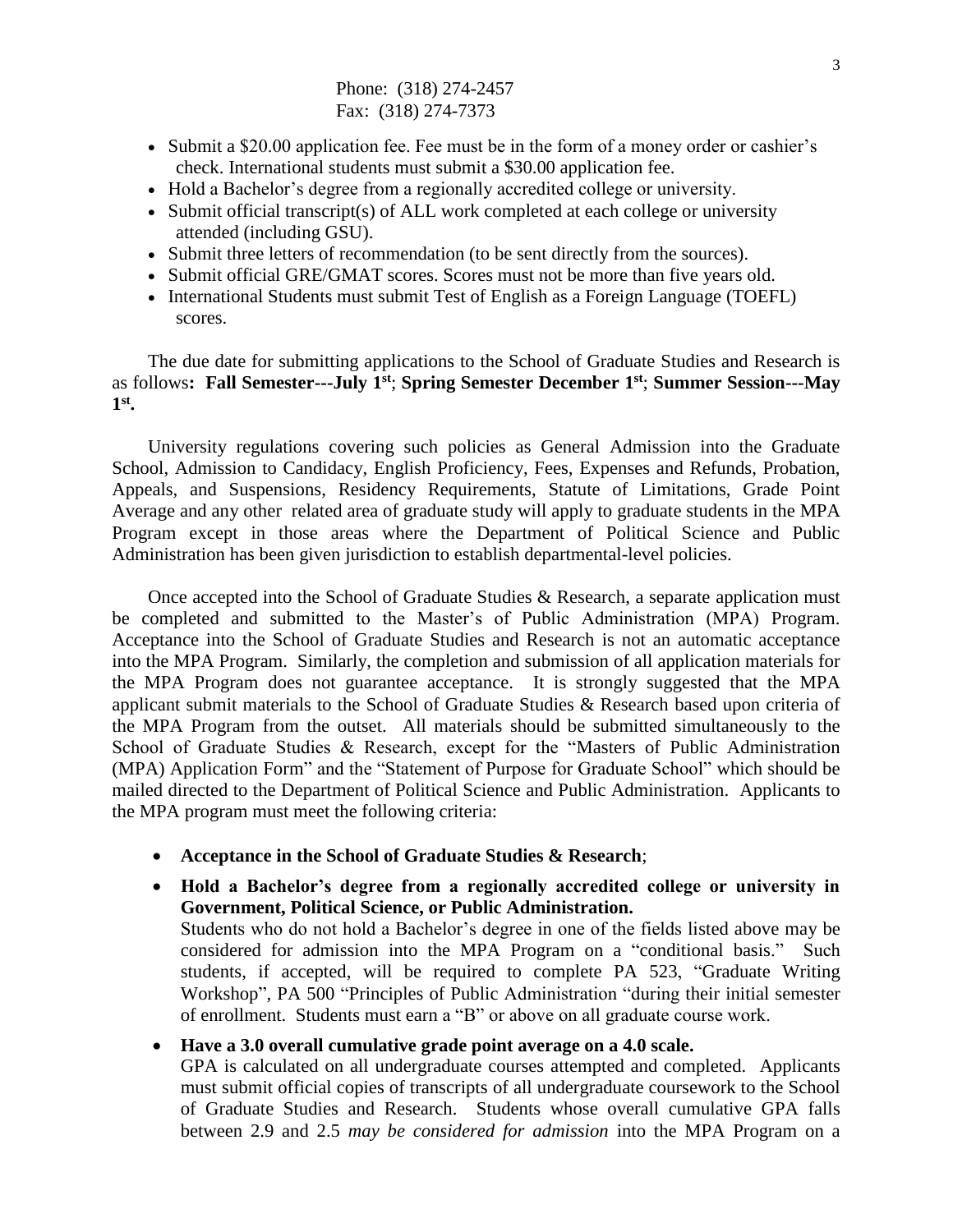Phone: (318) 274-2457
Fax: (318) 274-7373

- Submit a $20.00 application fee. Fee must be in the form of a money order or cashier's check. International students must submit a $30.00 application fee.
- Hold a Bachelor's degree from a regionally accredited college or university.
- Submit official transcript(s) of ALL work completed at each college or university attended (including GSU).
- Submit three letters of recommendation (to be sent directly from the sources).
- Submit official GRE/GMAT scores. Scores must not be more than five years old.
- International Students must submit Test of English as a Foreign Language (TOEFL) scores.

The due date for submitting applications to the School of Graduate Studies and Research is as follows**: Fall Semester---July 1st**; **Spring Semester December 1st**; **Summer Session---May 1st.**

University regulations covering such policies as General Admission into the Graduate School, Admission to Candidacy, English Proficiency, Fees, Expenses and Refunds, Probation, Appeals, and Suspensions, Residency Requirements, Statute of Limitations, Grade Point Average and any other related area of graduate study will apply to graduate students in the MPA Program except in those areas where the Department of Political Science and Public Administration has been given jurisdiction to establish departmental-level policies.

Once accepted into the School of Graduate Studies & Research, a separate application must be completed and submitted to the Master's of Public Administration (MPA) Program. Acceptance into the School of Graduate Studies and Research is not an automatic acceptance into the MPA Program. Similarly, the completion and submission of all application materials for the MPA Program does not guarantee acceptance. It is strongly suggested that the MPA applicant submit materials to the School of Graduate Studies & Research based upon criteria of the MPA Program from the outset. All materials should be submitted simultaneously to the School of Graduate Studies & Research, except for the "Masters of Public Administration (MPA) Application Form" and the "Statement of Purpose for Graduate School" which should be mailed directed to the Department of Political Science and Public Administration. Applicants to the MPA program must meet the following criteria:

- **Acceptance in the School of Graduate Studies & Research**;
- **Hold a Bachelor's degree from a regionally accredited college or university in Government, Political Science, or Public Administration.**
  Students who do not hold a Bachelor's degree in one of the fields listed above may be considered for admission into the MPA Program on a "conditional basis." Such students, if accepted, will be required to complete PA 523, "Graduate Writing Workshop", PA 500 "Principles of Public Administration "during their initial semester of enrollment. Students must earn a "B" or above on all graduate course work.
- **Have a 3.0 overall cumulative grade point average on a 4.0 scale.**
  GPA is calculated on all undergraduate courses attempted and completed. Applicants must submit official copies of transcripts of all undergraduate coursework to the School of Graduate Studies and Research. Students whose overall cumulative GPA falls between 2.9 and 2.5 *may be considered for admission* into the MPA Program on a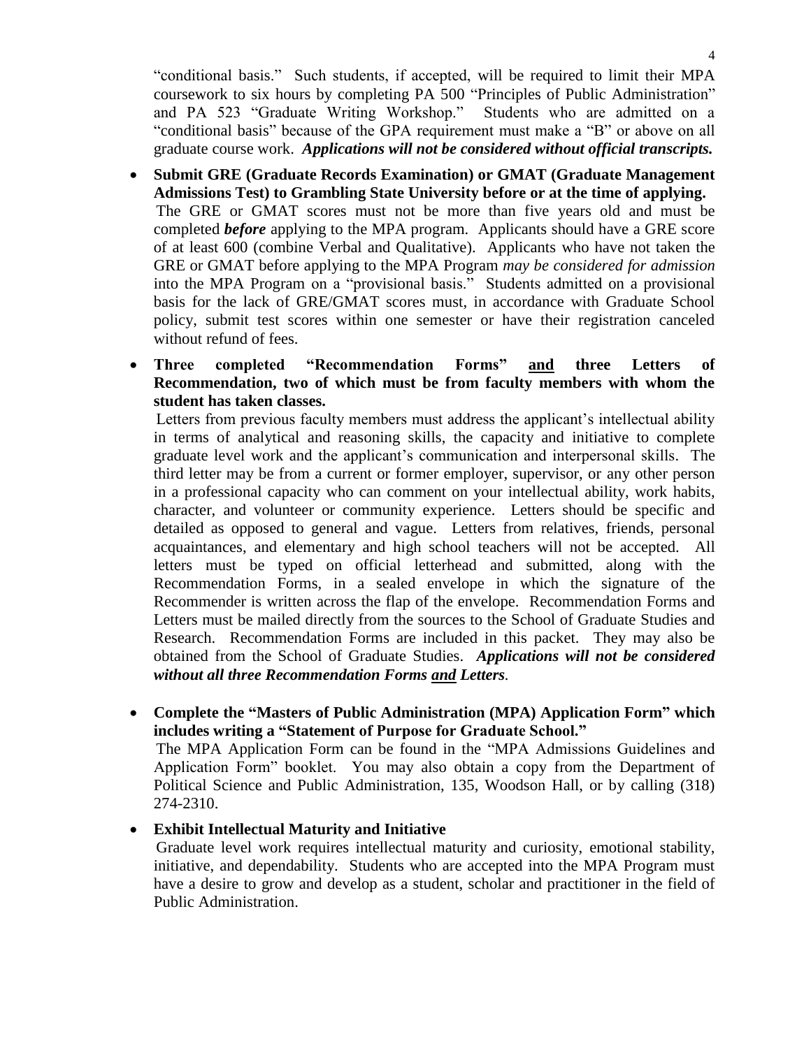"conditional basis." Such students, if accepted, will be required to limit their MPA coursework to six hours by completing PA 500 "Principles of Public Administration" and PA 523 "Graduate Writing Workshop." Students who are admitted on a "conditional basis" because of the GPA requirement must make a "B" or above on all graduate course work. ***Applications will not be considered without official transcripts.***

- **Submit GRE (Graduate Records Examination) or GMAT (Graduate Management Admissions Test) to Grambling State University before or at the time of applying.**
  The GRE or GMAT scores must not be more than five years old and must be completed ***before*** applying to the MPA program. Applicants should have a GRE score of at least 600 (combine Verbal and Qualitative). Applicants who have not taken the GRE or GMAT before applying to the MPA Program *may be considered for admission* into the MPA Program on a "provisional basis." Students admitted on a provisional basis for the lack of GRE/GMAT scores must, in accordance with Graduate School policy, submit test scores within one semester or have their registration canceled without refund of fees.

- **Three completed "Recommendation Forms" <u>and</u> three Letters of Recommendation, two of which must be from faculty members with whom the student has taken classes.**
  Letters from previous faculty members must address the applicant's intellectual ability in terms of analytical and reasoning skills, the capacity and initiative to complete graduate level work and the applicant's communication and interpersonal skills. The third letter may be from a current or former employer, supervisor, or any other person in a professional capacity who can comment on your intellectual ability, work habits, character, and volunteer or community experience. Letters should be specific and detailed as opposed to general and vague. Letters from relatives, friends, personal acquaintances, and elementary and high school teachers will not be accepted. All letters must be typed on official letterhead and submitted, along with the Recommendation Forms, in a sealed envelope in which the signature of the Recommender is written across the flap of the envelope. Recommendation Forms and Letters must be mailed directly from the sources to the School of Graduate Studies and Research. Recommendation Forms are included in this packet. They may also be obtained from the School of Graduate Studies. ***Applications will not be considered without all three Recommendation Forms <u>and</u> Letters.***

- **Complete the "Masters of Public Administration (MPA) Application Form" which includes writing a "Statement of Purpose for Graduate School."**
  The MPA Application Form can be found in the "MPA Admissions Guidelines and Application Form" booklet. You may also obtain a copy from the Department of Political Science and Public Administration, 135, Woodson Hall, or by calling (318) 274-2310.

- **Exhibit Intellectual Maturity and Initiative**
  Graduate level work requires intellectual maturity and curiosity, emotional stability, initiative, and dependability. Students who are accepted into the MPA Program must have a desire to grow and develop as a student, scholar and practitioner in the field of Public Administration.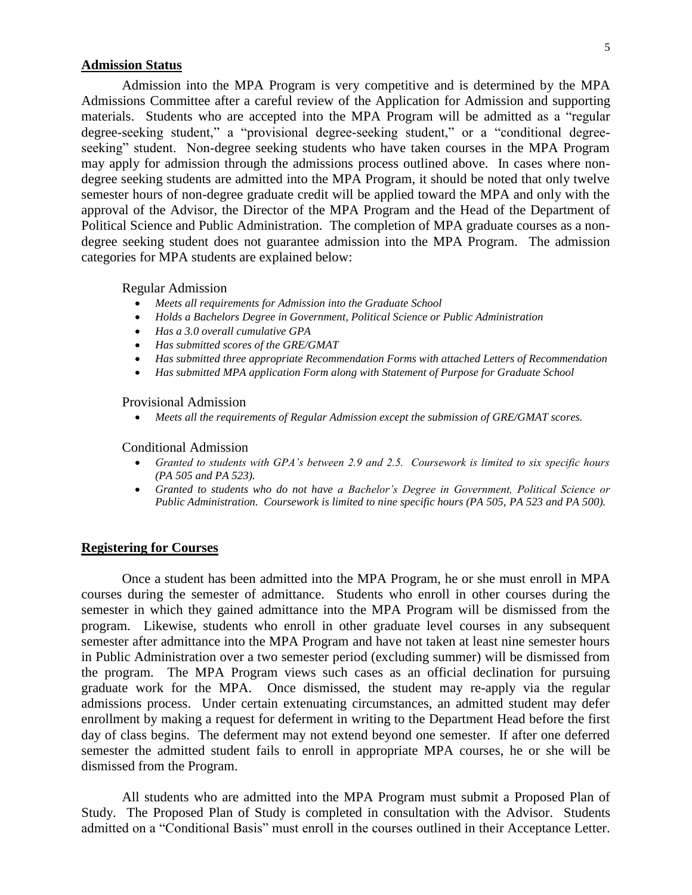## Admission Status

Admission into the MPA Program is very competitive and is determined by the MPA Admissions Committee after a careful review of the Application for Admission and supporting materials. Students who are accepted into the MPA Program will be admitted as a "regular degree-seeking student," a "provisional degree-seeking student," or a "conditional degree-seeking" student. Non-degree seeking students who have taken courses in the MPA Program may apply for admission through the admissions process outlined above. In cases where non-degree seeking students are admitted into the MPA Program, it should be noted that only twelve semester hours of non-degree graduate credit will be applied toward the MPA and only with the approval of the Advisor, the Director of the MPA Program and the Head of the Department of Political Science and Public Administration. The completion of MPA graduate courses as a non-degree seeking student does not guarantee admission into the MPA Program. The admission categories for MPA students are explained below:

Regular Admission

- *Meets all requirements for Admission into the Graduate School*
- *Holds a Bachelors Degree in Government, Political Science or Public Administration*
- *Has a 3.0 overall cumulative GPA*
- *Has submitted scores of the GRE/GMAT*
- *Has submitted three appropriate Recommendation Forms with attached Letters of Recommendation*
- *Has submitted MPA application Form along with Statement of Purpose for Graduate School*

Provisional Admission

- *Meets all the requirements of Regular Admission except the submission of GRE/GMAT scores.*

Conditional Admission

- *Granted to students with GPA's between 2.9 and 2.5. Coursework is limited to six specific hours (PA 505 and PA 523).*
- *Granted to students who do not have a Bachelor's Degree in Government, Political Science or Public Administration. Coursework is limited to nine specific hours (PA 505, PA 523 and PA 500).*

## Registering for Courses

Once a student has been admitted into the MPA Program, he or she must enroll in MPA courses during the semester of admittance. Students who enroll in other courses during the semester in which they gained admittance into the MPA Program will be dismissed from the program. Likewise, students who enroll in other graduate level courses in any subsequent semester after admittance into the MPA Program and have not taken at least nine semester hours in Public Administration over a two semester period (excluding summer) will be dismissed from the program. The MPA Program views such cases as an official declination for pursuing graduate work for the MPA. Once dismissed, the student may re-apply via the regular admissions process. Under certain extenuating circumstances, an admitted student may defer enrollment by making a request for deferment in writing to the Department Head before the first day of class begins. The deferment may not extend beyond one semester. If after one deferred semester the admitted student fails to enroll in appropriate MPA courses, he or she will be dismissed from the Program.

All students who are admitted into the MPA Program must submit a Proposed Plan of Study. The Proposed Plan of Study is completed in consultation with the Advisor. Students admitted on a "Conditional Basis" must enroll in the courses outlined in their Acceptance Letter.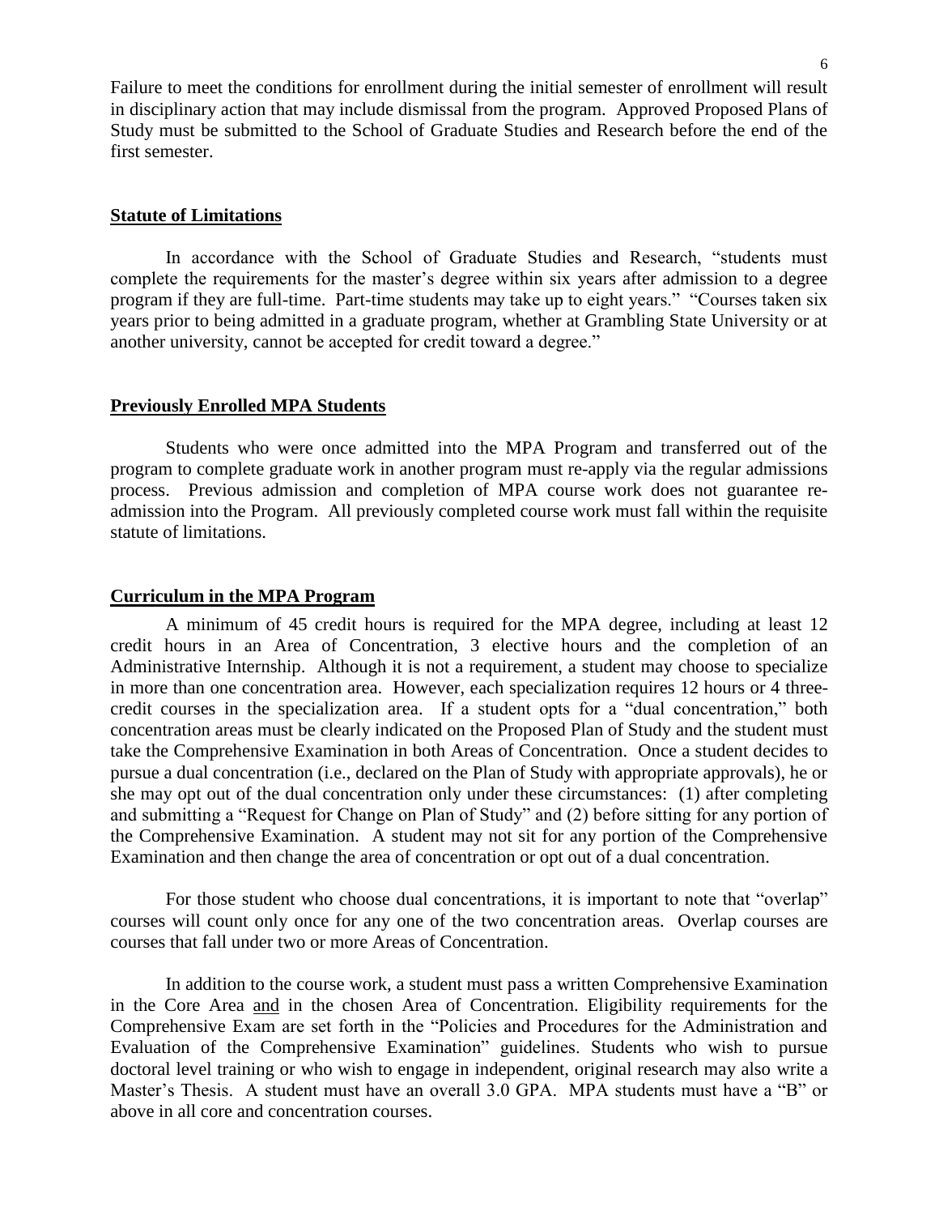Failure to meet the conditions for enrollment during the initial semester of enrollment will result in disciplinary action that may include dismissal from the program. Approved Proposed Plans of Study must be submitted to the School of Graduate Studies and Research before the end of the first semester.

## Statute of Limitations

In accordance with the School of Graduate Studies and Research, "students must complete the requirements for the master's degree within six years after admission to a degree program if they are full-time. Part-time students may take up to eight years." "Courses taken six years prior to being admitted in a graduate program, whether at Grambling State University or at another university, cannot be accepted for credit toward a degree."

## Previously Enrolled MPA Students

Students who were once admitted into the MPA Program and transferred out of the program to complete graduate work in another program must re-apply via the regular admissions process. Previous admission and completion of MPA course work does not guarantee re-admission into the Program. All previously completed course work must fall within the requisite statute of limitations.

## Curriculum in the MPA Program

A minimum of 45 credit hours is required for the MPA degree, including at least 12 credit hours in an Area of Concentration, 3 elective hours and the completion of an Administrative Internship. Although it is not a requirement, a student may choose to specialize in more than one concentration area. However, each specialization requires 12 hours or 4 three-credit courses in the specialization area. If a student opts for a "dual concentration," both concentration areas must be clearly indicated on the Proposed Plan of Study and the student must take the Comprehensive Examination in both Areas of Concentration. Once a student decides to pursue a dual concentration (i.e., declared on the Plan of Study with appropriate approvals), he or she may opt out of the dual concentration only under these circumstances: (1) after completing and submitting a "Request for Change on Plan of Study" and (2) before sitting for any portion of the Comprehensive Examination. A student may not sit for any portion of the Comprehensive Examination and then change the area of concentration or opt out of a dual concentration.

For those student who choose dual concentrations, it is important to note that "overlap" courses will count only once for any one of the two concentration areas. Overlap courses are courses that fall under two or more Areas of Concentration.

In addition to the course work, a student must pass a written Comprehensive Examination in the Core Area and in the chosen Area of Concentration. Eligibility requirements for the Comprehensive Exam are set forth in the "Policies and Procedures for the Administration and Evaluation of the Comprehensive Examination" guidelines. Students who wish to pursue doctoral level training or who wish to engage in independent, original research may also write a Master's Thesis. A student must have an overall 3.0 GPA. MPA students must have a "B" or above in all core and concentration courses.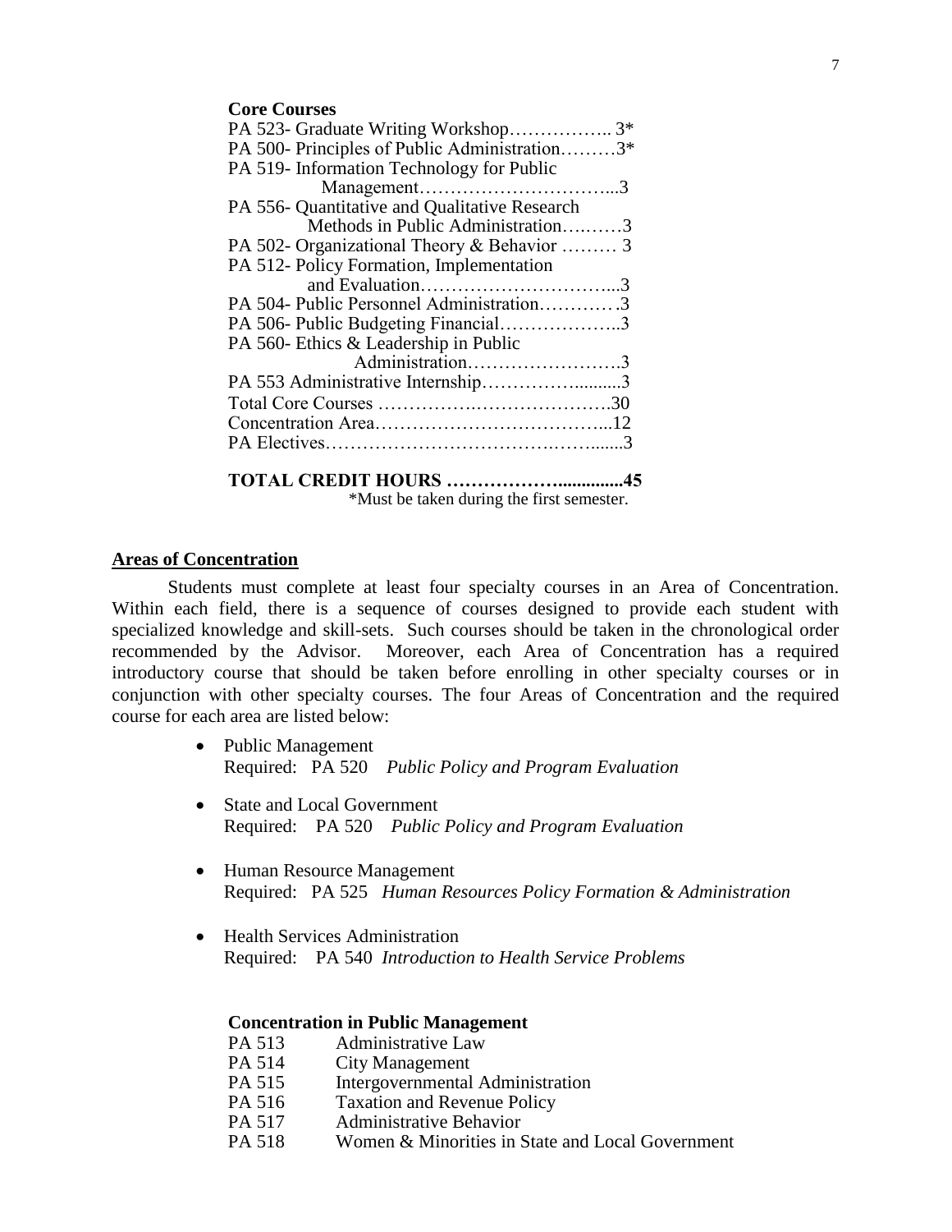**Core Courses**

| Course | Credits |
|---|---|
| PA 523- Graduate Writing Workshop | 3* |
| PA 500- Principles of Public Administration | 3* |
| PA 519- Information Technology for Public Management | 3 |
| PA 556- Quantitative and Qualitative Research Methods in Public Administration | 3 |
| PA 502- Organizational Theory & Behavior | 3 |
| PA 512- Policy Formation, Implementation and Evaluation | 3 |
| PA 504- Public Personnel Administration | 3 |
| PA 506- Public Budgeting Financial | 3 |
| PA 560- Ethics & Leadership in Public Administration | 3 |
| PA 553 Administrative Internship | 3 |
| Total Core Courses | 30 |
| Concentration Area | 12 |
| PA Electives | 3 |
| **TOTAL CREDIT HOURS** | **45** |

*Must be taken during the first semester.

## Areas of Concentration

Students must complete at least four specialty courses in an Area of Concentration. Within each field, there is a sequence of courses designed to provide each student with specialized knowledge and skill-sets. Such courses should be taken in the chronological order recommended by the Advisor. Moreover, each Area of Concentration has a required introductory course that should be taken before enrolling in other specialty courses or in conjunction with other specialty courses. The four Areas of Concentration and the required course for each area are listed below:

- Public Management
  Required: PA 520 *Public Policy and Program Evaluation*
- State and Local Government
  Required: PA 520 *Public Policy and Program Evaluation*
- Human Resource Management
  Required: PA 525 *Human Resources Policy Formation & Administration*
- Health Services Administration
  Required: PA 540 *Introduction to Health Service Problems*

**Concentration in Public Management**

| | |
|---|---|
| PA 513 | Administrative Law |
| PA 514 | City Management |
| PA 515 | Intergovernmental Administration |
| PA 516 | Taxation and Revenue Policy |
| PA 517 | Administrative Behavior |
| PA 518 | Women & Minorities in State and Local Government |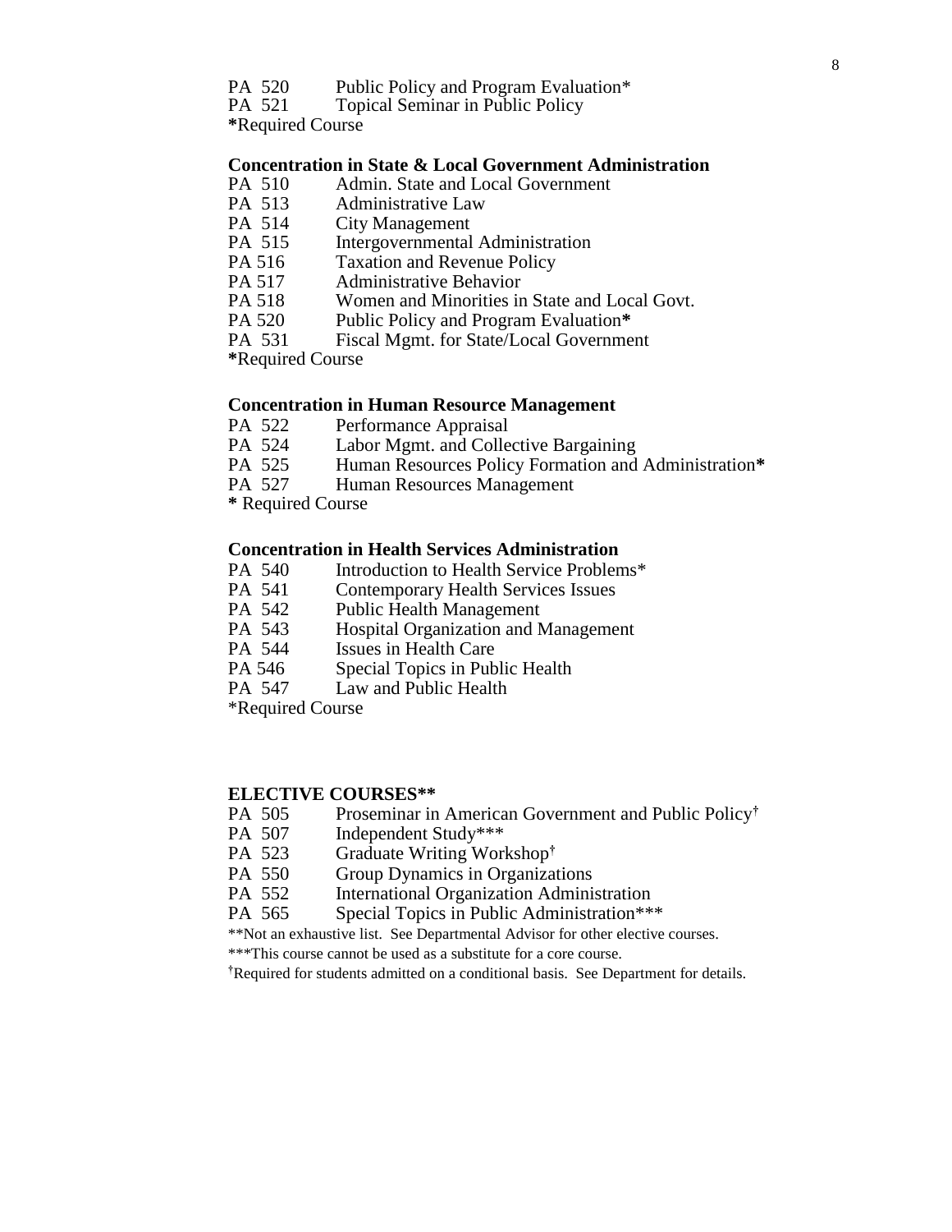PA 520 Public Policy and Program Evaluation*
PA 521 Topical Seminar in Public Policy
**\***Required Course

**Concentration in State & Local Government Administration**

PA 510 Admin. State and Local Government
PA 513 Administrative Law
PA 514 City Management
PA 515 Intergovernmental Administration
PA 516 Taxation and Revenue Policy
PA 517 Administrative Behavior
PA 518 Women and Minorities in State and Local Govt.
PA 520 Public Policy and Program Evaluation**\***
PA 531 Fiscal Mgmt. for State/Local Government
**\***Required Course

**Concentration in Human Resource Management**

PA 522 Performance Appraisal
PA 524 Labor Mgmt. and Collective Bargaining
PA 525 Human Resources Policy Formation and Administration**\***
PA 527 Human Resources Management
**\*** Required Course

**Concentration in Health Services Administration**

PA 540 Introduction to Health Service Problems*
PA 541 Contemporary Health Services Issues
PA 542 Public Health Management
PA 543 Hospital Organization and Management
PA 544 Issues in Health Care
PA 546 Special Topics in Public Health
PA 547 Law and Public Health
*Required Course

**ELECTIVE COURSES\*\***

PA 505 Proseminar in American Government and Public Policy†
PA 507 Independent Study***
PA 523 Graduate Writing Workshop†
PA 550 Group Dynamics in Organizations
PA 552 International Organization Administration
PA 565 Special Topics in Public Administration***

**Not an exhaustive list. See Departmental Advisor for other elective courses.

***This course cannot be used as a substitute for a core course.

†Required for students admitted on a conditional basis. See Department for details.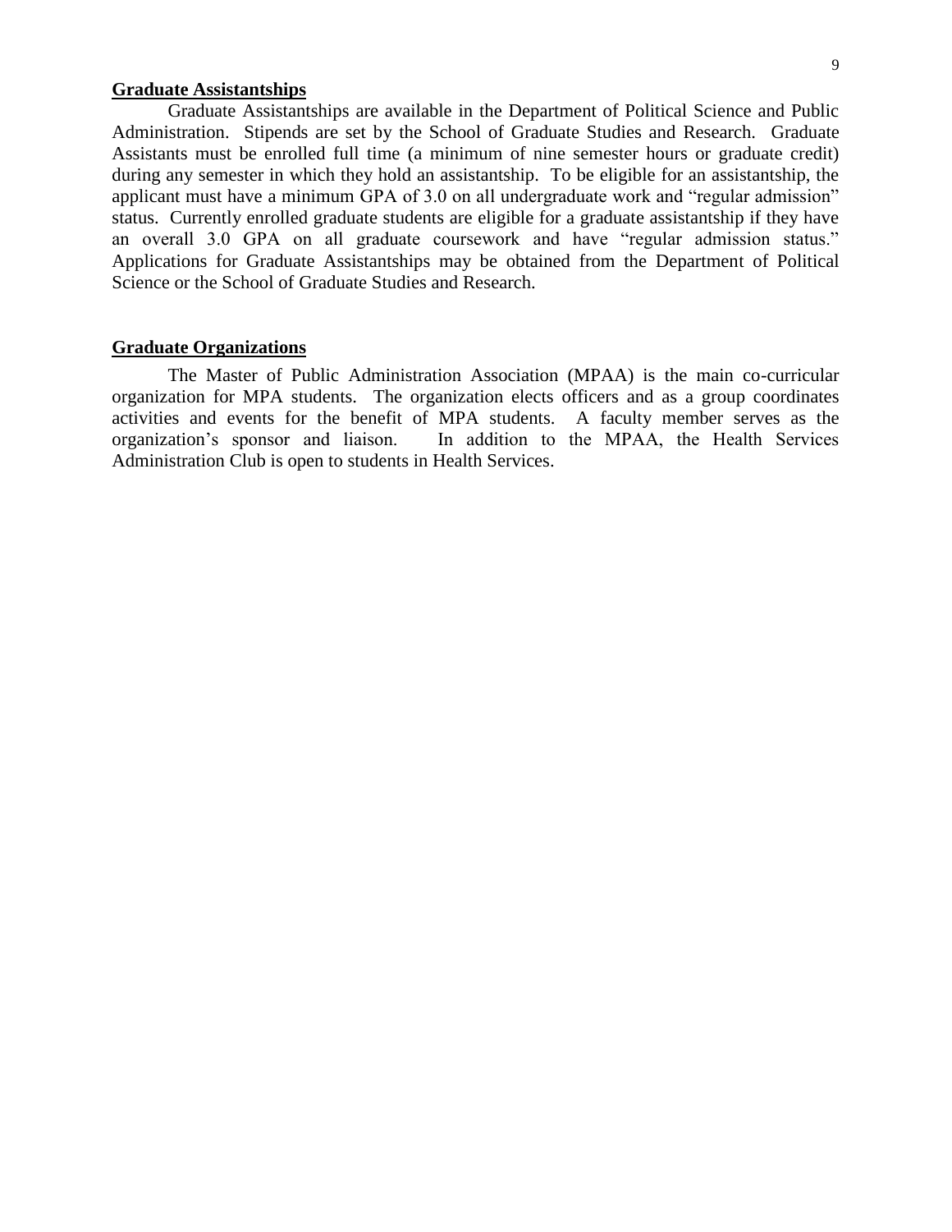**Graduate Assistantships**

Graduate Assistantships are available in the Department of Political Science and Public Administration. Stipends are set by the School of Graduate Studies and Research. Graduate Assistants must be enrolled full time (a minimum of nine semester hours or graduate credit) during any semester in which they hold an assistantship. To be eligible for an assistantship, the applicant must have a minimum GPA of 3.0 on all undergraduate work and "regular admission" status. Currently enrolled graduate students are eligible for a graduate assistantship if they have an overall 3.0 GPA on all graduate coursework and have "regular admission status." Applications for Graduate Assistantships may be obtained from the Department of Political Science or the School of Graduate Studies and Research.

**Graduate Organizations**

The Master of Public Administration Association (MPAA) is the main co-curricular organization for MPA students. The organization elects officers and as a group coordinates activities and events for the benefit of MPA students. A faculty member serves as the organization's sponsor and liaison. In addition to the MPAA, the Health Services Administration Club is open to students in Health Services.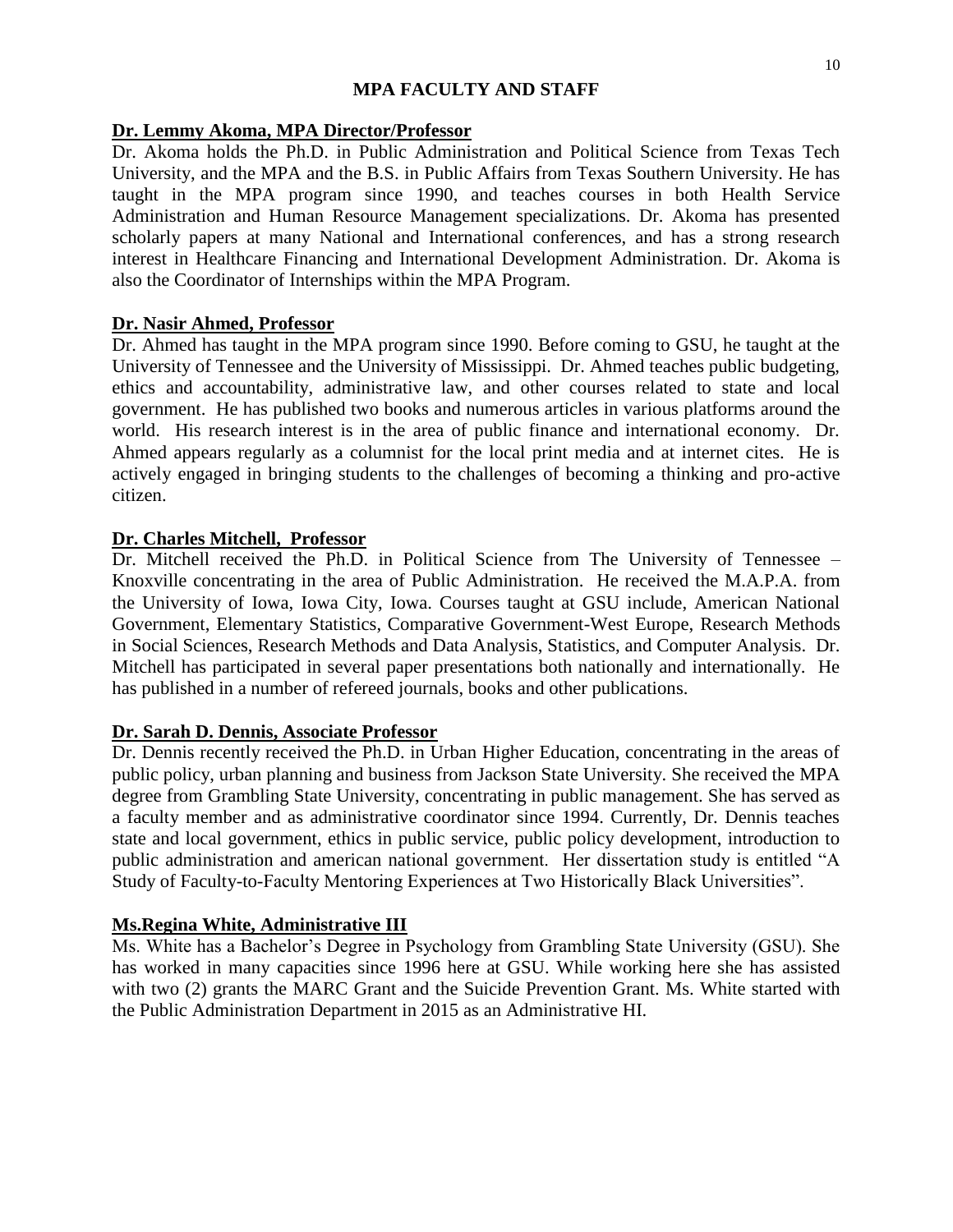## MPA FACULTY AND STAFF

**Dr. Lemmy Akoma, MPA Director/Professor**

Dr. Akoma holds the Ph.D. in Public Administration and Political Science from Texas Tech University, and the MPA and the B.S. in Public Affairs from Texas Southern University. He has taught in the MPA program since 1990, and teaches courses in both Health Service Administration and Human Resource Management specializations. Dr. Akoma has presented scholarly papers at many National and International conferences, and has a strong research interest in Healthcare Financing and International Development Administration. Dr. Akoma is also the Coordinator of Internships within the MPA Program.

**Dr. Nasir Ahmed, Professor**

Dr. Ahmed has taught in the MPA program since 1990. Before coming to GSU, he taught at the University of Tennessee and the University of Mississippi. Dr. Ahmed teaches public budgeting, ethics and accountability, administrative law, and other courses related to state and local government. He has published two books and numerous articles in various platforms around the world. His research interest is in the area of public finance and international economy. Dr. Ahmed appears regularly as a columnist for the local print media and at internet cites. He is actively engaged in bringing students to the challenges of becoming a thinking and pro-active citizen.

**Dr. Charles Mitchell, Professor**

Dr. Mitchell received the Ph.D. in Political Science from The University of Tennessee – Knoxville concentrating in the area of Public Administration. He received the M.A.P.A. from the University of Iowa, Iowa City, Iowa. Courses taught at GSU include, American National Government, Elementary Statistics, Comparative Government-West Europe, Research Methods in Social Sciences, Research Methods and Data Analysis, Statistics, and Computer Analysis. Dr. Mitchell has participated in several paper presentations both nationally and internationally. He has published in a number of refereed journals, books and other publications.

**Dr. Sarah D. Dennis, Associate Professor**

Dr. Dennis recently received the Ph.D. in Urban Higher Education, concentrating in the areas of public policy, urban planning and business from Jackson State University. She received the MPA degree from Grambling State University, concentrating in public management. She has served as a faculty member and as administrative coordinator since 1994. Currently, Dr. Dennis teaches state and local government, ethics in public service, public policy development, introduction to public administration and american national government. Her dissertation study is entitled "A Study of Faculty-to-Faculty Mentoring Experiences at Two Historically Black Universities".

**Ms.Regina White, Administrative III**

Ms. White has a Bachelor's Degree in Psychology from Grambling State University (GSU). She has worked in many capacities since 1996 here at GSU. While working here she has assisted with two (2) grants the MARC Grant and the Suicide Prevention Grant. Ms. White started with the Public Administration Department in 2015 as an Administrative HI.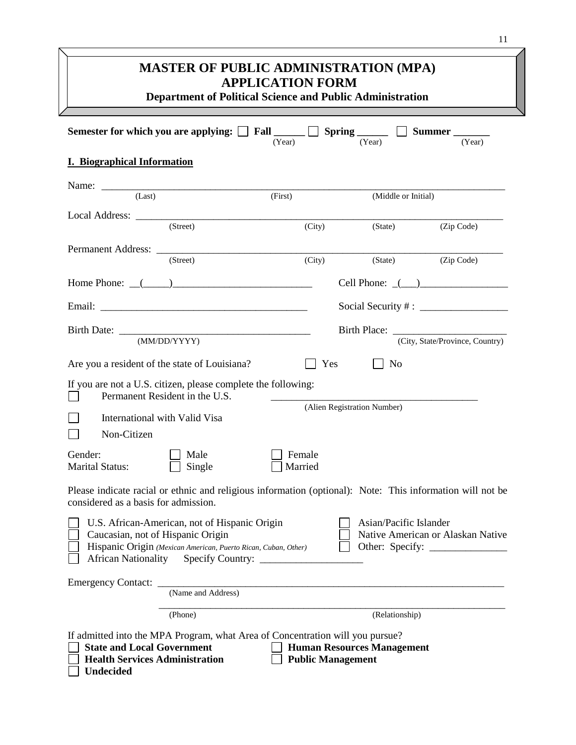# MASTER OF PUBLIC ADMINISTRATION (MPA) APPLICATION FORM

### Department of Political Science and Public Administration

**Semester for which you are applying:** ☐ **Fall** ______ (Year) ☐ **Spring** ______ (Year) ☐ **Summer** ______ (Year)

## I. Biographical Information

Name: ____________________________________________________________
(Last) (First) (Middle or Initial)

Local Address: ____________________________________________________________
(Street) (City) (State) (Zip Code)

Permanent Address: ____________________________________________________________
(Street) (City) (State) (Zip Code)

Home Phone: __(_____)__________________________ Cell Phone: _(___)_________________

Email: ________________________________________ Social Security # : _________________

Birth Date: ____________________________________ Birth Place: ______________________
(MM/DD/YYYY) (City, State/Province, Country)

Are you a resident of the state of Louisiana? ☐ Yes ☐ No

If you are not a U.S. citizen, please complete the following:

☐ Permanent Resident in the U.S. ________________________________________
(Alien Registration Number)

☐ International with Valid Visa

☐ Non-Citizen

Gender: ☐ Male ☐ Female
Marital Status: ☐ Single ☐ Married

Please indicate racial or ethnic and religious information (optional): Note: This information will not be considered as a basis for admission.

☐ U.S. African-American, not of Hispanic Origin
☐ Caucasian, not of Hispanic Origin
☐ Hispanic Origin *(Mexican American, Puerto Rican, Cuban, Other)*
☐ African Nationality Specify Country: ___________________
☐ Asian/Pacific Islander
☐ Native American or Alaskan Native
☐ Other: Specify: _______________

Emergency Contact: ____________________________________________________________
(Name and Address)

____________________________________________________________
(Phone) (Relationship)

If admitted into the MPA Program, what Area of Concentration will you pursue?

☐ **State and Local Government**
☐ **Human Resources Management**
☐ **Health Services Administration**
☐ **Public Management**
☐ **Undecided**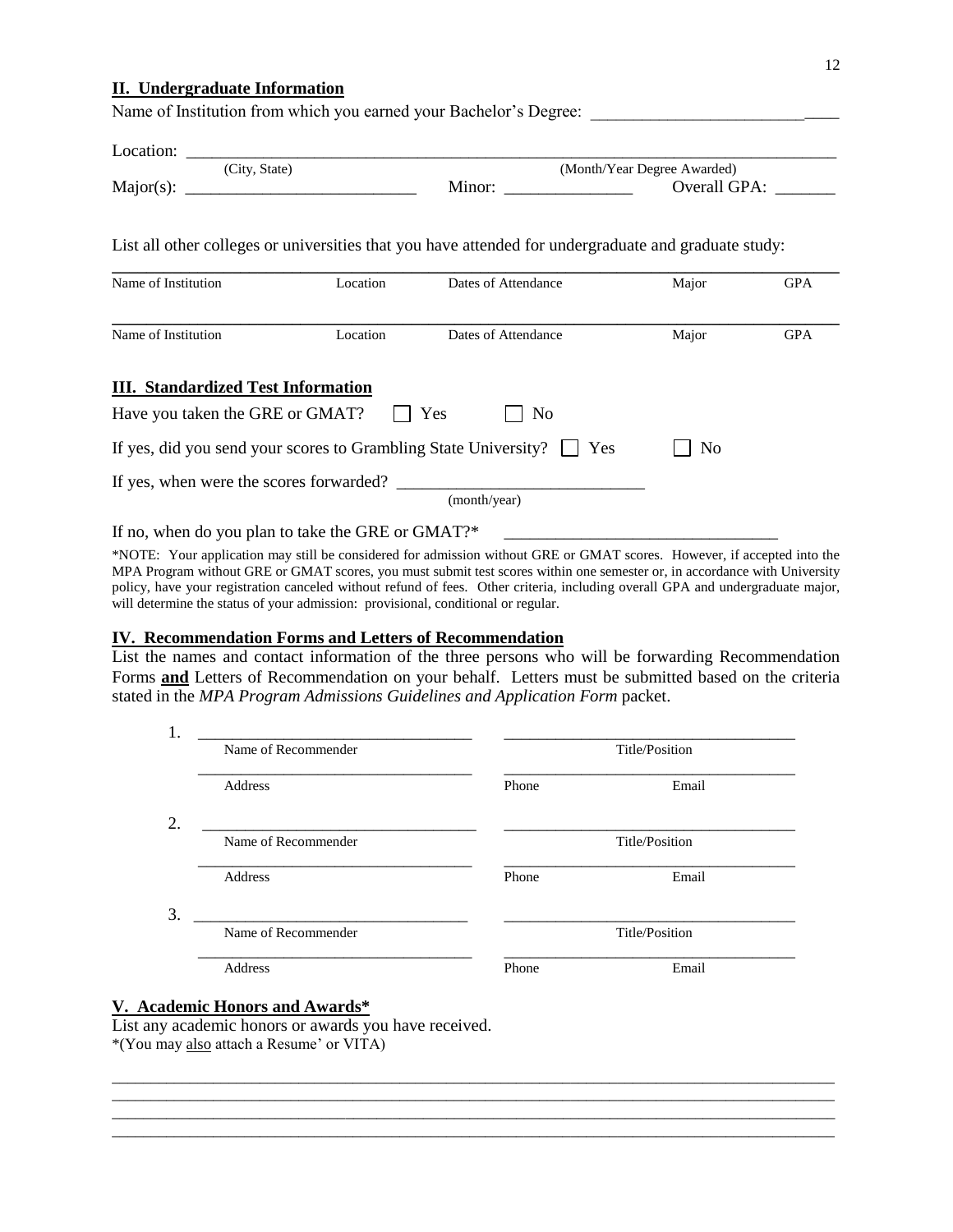## II. Undergraduate Information

Name of Institution from which you earned your Bachelor's Degree: _____________________________

Location: ___________________________________________________________________________
(City, State) (Month/Year Degree Awarded)

Major(s): ___________________________ Minor: _______________ Overall GPA: _______

List all other colleges or universities that you have attended for undergraduate and graduate study:

| Name of Institution | Location | Dates of Attendance | Major | GPA |
|---|---|---|---|---|
| | | | | |
| Name of Institution | Location | Dates of Attendance | Major | GPA |
| | | | | |

## III. Standardized Test Information

Have you taken the GRE or GMAT? ☐ Yes ☐ No

If yes, did you send your scores to Grambling State University? ☐ Yes ☐ No

If yes, when were the scores forwarded? ____________________________
(month/year)

If no, when do you plan to take the GRE or GMAT?* ________________________________

*NOTE: Your application may still be considered for admission without GRE or GMAT scores. However, if accepted into the MPA Program without GRE or GMAT scores, you must submit test scores within one semester or, in accordance with University policy, have your registration canceled without refund of fees. Other criteria, including overall GPA and undergraduate major, will determine the status of your admission: provisional, conditional or regular.

## IV. Recommendation Forms and Letters of Recommendation

List the names and contact information of the three persons who will be forwarding Recommendation Forms **and** Letters of Recommendation on your behalf. Letters must be submitted based on the criteria stated in the *MPA Program Admissions Guidelines and Application Form* packet.

1. ________________________________ ____________________________________
Name of Recommender Title/Position
________________________________ ____________________________________
Address Phone Email

2. ________________________________ ____________________________________
Name of Recommender Title/Position
________________________________ ____________________________________
Address Phone Email

3. ________________________________ ____________________________________
Name of Recommender Title/Position
________________________________ ____________________________________
Address Phone Email

## V. Academic Honors and Awards*

List any academic honors or awards you have received.
*(You may also attach a Resume' or VITA)

_____________________________________________________________________________________
_____________________________________________________________________________________
_____________________________________________________________________________________
_____________________________________________________________________________________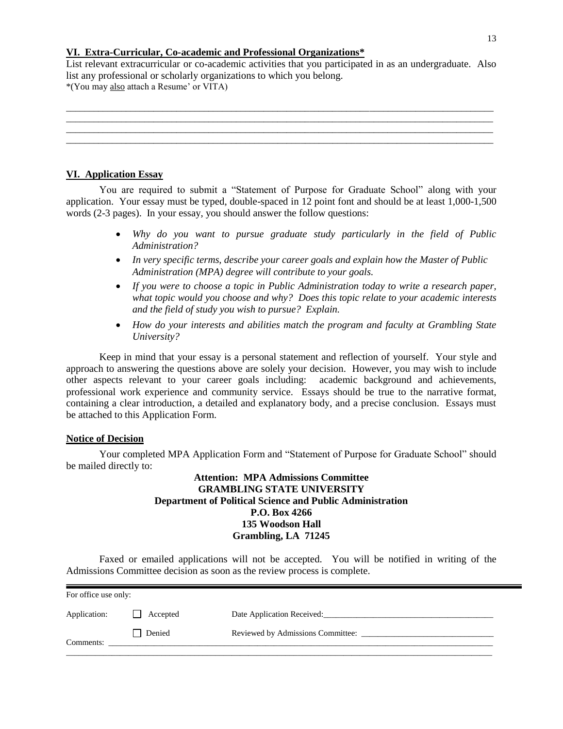## VI. Extra-Curricular, Co-academic and Professional Organizations*

List relevant extracurricular or co-academic activities that you participated in as an undergraduate. Also list any professional or scholarly organizations to which you belong.
*(You may also attach a Resume' or VITA)

______________________________________________________________________________________
______________________________________________________________________________________
______________________________________________________________________________________
______________________________________________________________________________________

## VI. Application Essay

You are required to submit a "Statement of Purpose for Graduate School" along with your application. Your essay must be typed, double-spaced in 12 point font and should be at least 1,000-1,500 words (2-3 pages). In your essay, you should answer the follow questions:

- *Why do you want to pursue graduate study particularly in the field of Public Administration?*
- *In very specific terms, describe your career goals and explain how the Master of Public Administration (MPA) degree will contribute to your goals.*
- *If you were to choose a topic in Public Administration today to write a research paper, what topic would you choose and why? Does this topic relate to your academic interests and the field of study you wish to pursue? Explain.*
- *How do your interests and abilities match the program and faculty at Grambling State University?*

Keep in mind that your essay is a personal statement and reflection of yourself. Your style and approach to answering the questions above are solely your decision. However, you may wish to include other aspects relevant to your career goals including: academic background and achievements, professional work experience and community service. Essays should be true to the narrative format, containing a clear introduction, a detailed and explanatory body, and a precise conclusion. Essays must be attached to this Application Form.

## Notice of Decision

Your completed MPA Application Form and "Statement of Purpose for Graduate School" should be mailed directly to:

**Attention: MPA Admissions Committee**
**GRAMBLING STATE UNIVERSITY**
**Department of Political Science and Public Administration**
**P.O. Box 4266**
**135 Woodson Hall**
**Grambling, LA 71245**

Faxed or emailed applications will not be accepted. You will be notified in writing of the Admissions Committee decision as soon as the review process is complete.

---

For office use only:

Application: ☐ Accepted    Date Application Received:________________________________________

☐ Denied    Reviewed by Admissions Committee: ________________________________

Comments: ______________________________________________________________________________
______________________________________________________________________________________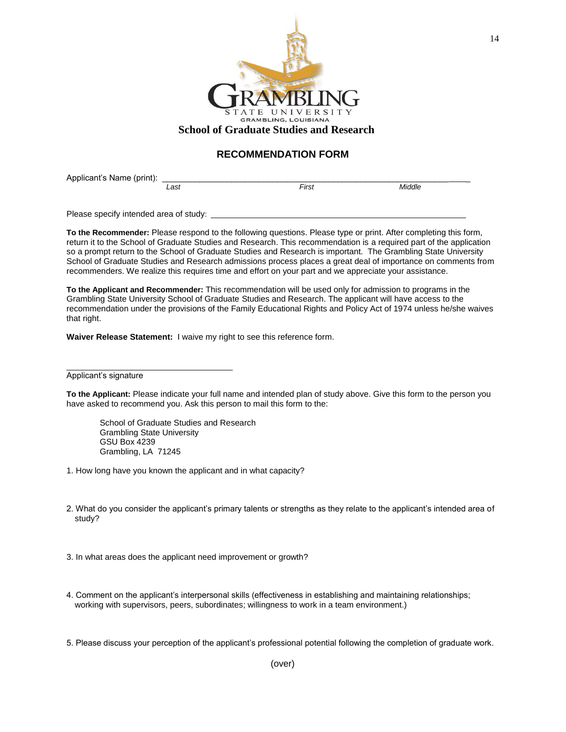GRAMBLING STATE UNIVERSITY
GRAMBLING, LOUISIANA

**School of Graduate Studies and Research**

## RECOMMENDATION FORM

Applicant's Name (print): ______________________________________________________________
*Last* *First* *Middle*

Please specify intended area of study: ______________________________________________

**To the Recommender:** Please respond to the following questions. Please type or print. After completing this form, return it to the School of Graduate Studies and Research. This recommendation is a required part of the application so a prompt return to the School of Graduate Studies and Research is important. The Grambling State University School of Graduate Studies and Research admissions process places a great deal of importance on comments from recommenders. We realize this requires time and effort on your part and we appreciate your assistance.

**To the Applicant and Recommender:** This recommendation will be used only for admission to programs in the Grambling State University School of Graduate Studies and Research. The applicant will have access to the recommendation under the provisions of the Family Educational Rights and Policy Act of 1974 unless he/she waives that right.

**Waiver Release Statement:** I waive my right to see this reference form.

____________________________________
Applicant's signature

**To the Applicant:** Please indicate your full name and intended plan of study above. Give this form to the person you have asked to recommend you. Ask this person to mail this form to the:

School of Graduate Studies and Research
Grambling State University
GSU Box 4239
Grambling, LA 71245

1. How long have you known the applicant and in what capacity?

2. What do you consider the applicant's primary talents or strengths as they relate to the applicant's intended area of study?

3. In what areas does the applicant need improvement or growth?

4. Comment on the applicant's interpersonal skills (effectiveness in establishing and maintaining relationships; working with supervisors, peers, subordinates; willingness to work in a team environment.)

5. Please discuss your perception of the applicant's professional potential following the completion of graduate work.

(over)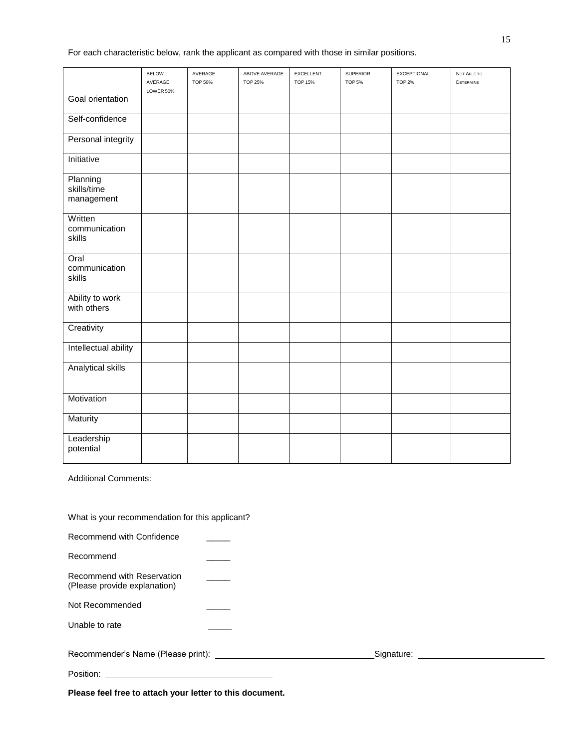For each characteristic below, rank the applicant as compared with those in similar positions.

| | BELOW AVERAGE LOWER 50% | AVERAGE TOP 50% | ABOVE AVERAGE TOP 25% | EXCELLENT TOP 15% | SUPERIOR TOP 5% | EXCEPTIONAL TOP 2% | NOT ABLE TO DETERMINE |
|---|---|---|---|---|---|---|---|
| Goal orientation | | | | | | | |
| Self-confidence | | | | | | | |
| Personal integrity | | | | | | | |
| Initiative | | | | | | | |
| Planning skills/time management | | | | | | | |
| Written communication skills | | | | | | | |
| Oral communication skills | | | | | | | |
| Ability to work with others | | | | | | | |
| Creativity | | | | | | | |
| Intellectual ability | | | | | | | |
| Analytical skills | | | | | | | |
| Motivation | | | | | | | |
| Maturity | | | | | | | |
| Leadership potential | | | | | | | |

Additional Comments:

What is your recommendation for this applicant?

Recommend with Confidence _____

Recommend _____

Recommend with Reservation (Please provide explanation) _____

Not Recommended _____

Unable to rate _____

Recommender's Name (Please print): ______________________________ Signature: ______________________

Position: ______________________________

**Please feel free to attach your letter to this document.**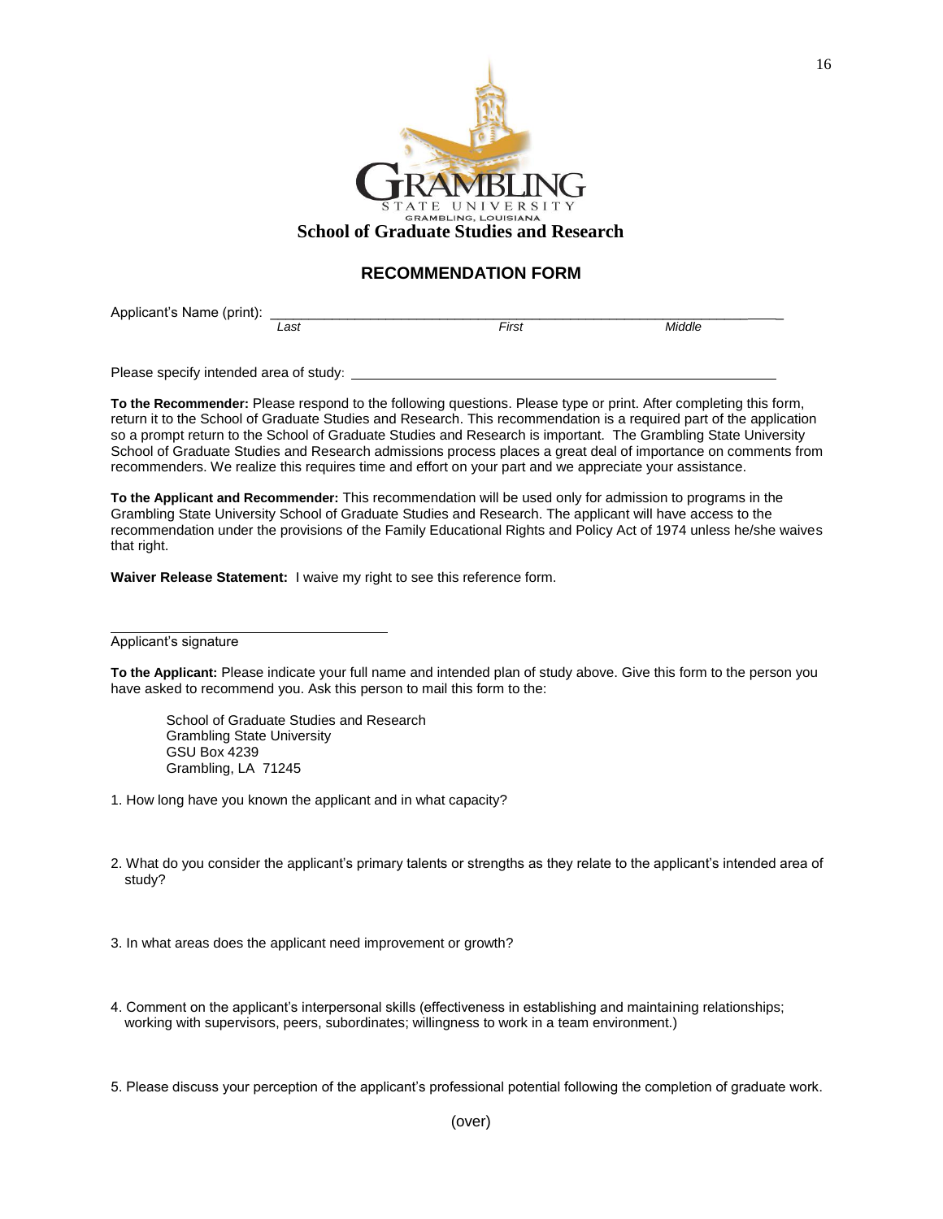GRAMBLING STATE UNIVERSITY
GRAMBLING, LOUISIANA

**School of Graduate Studies and Research**

## RECOMMENDATION FORM

Applicant's Name (print): ______________________________________________________________
*Last* *First* *Middle*

Please specify intended area of study: ______________________________________________

**To the Recommender:** Please respond to the following questions. Please type or print. After completing this form, return it to the School of Graduate Studies and Research. This recommendation is a required part of the application so a prompt return to the School of Graduate Studies and Research is important. The Grambling State University School of Graduate Studies and Research admissions process places a great deal of importance on comments from recommenders. We realize this requires time and effort on your part and we appreciate your assistance.

**To the Applicant and Recommender:** This recommendation will be used only for admission to programs in the Grambling State University School of Graduate Studies and Research. The applicant will have access to the recommendation under the provisions of the Family Educational Rights and Policy Act of 1974 unless he/she waives that right.

**Waiver Release Statement:** I waive my right to see this reference form.

_____________________________________
Applicant's signature

**To the Applicant:** Please indicate your full name and intended plan of study above. Give this form to the person you have asked to recommend you. Ask this person to mail this form to the:

School of Graduate Studies and Research
Grambling State University
GSU Box 4239
Grambling, LA 71245

1. How long have you known the applicant and in what capacity?

2. What do you consider the applicant's primary talents or strengths as they relate to the applicant's intended area of study?

3. In what areas does the applicant need improvement or growth?

4. Comment on the applicant's interpersonal skills (effectiveness in establishing and maintaining relationships; working with supervisors, peers, subordinates; willingness to work in a team environment.)

5. Please discuss your perception of the applicant's professional potential following the completion of graduate work.

(over)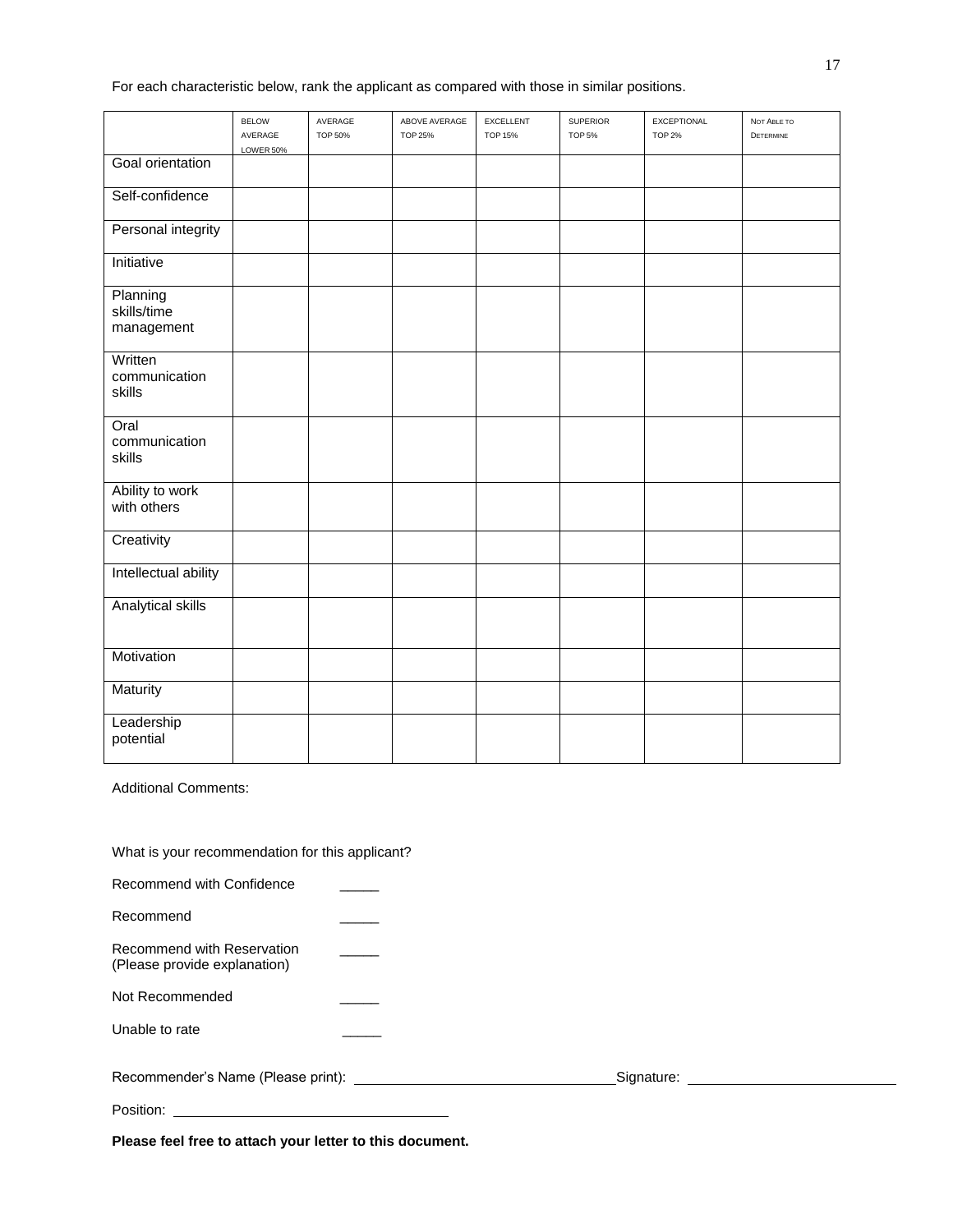For each characteristic below, rank the applicant as compared with those in similar positions.

| | BELOW AVERAGE LOWER 50% | AVERAGE TOP 50% | ABOVE AVERAGE TOP 25% | EXCELLENT TOP 15% | SUPERIOR TOP 5% | EXCEPTIONAL TOP 2% | NOT ABLE TO DETERMINE |
|---|---|---|---|---|---|---|---|
| Goal orientation | | | | | | | |
| Self-confidence | | | | | | | |
| Personal integrity | | | | | | | |
| Initiative | | | | | | | |
| Planning skills/time management | | | | | | | |
| Written communication skills | | | | | | | |
| Oral communication skills | | | | | | | |
| Ability to work with others | | | | | | | |
| Creativity | | | | | | | |
| Intellectual ability | | | | | | | |
| Analytical skills | | | | | | | |
| Motivation | | | | | | | |
| Maturity | | | | | | | |
| Leadership potential | | | | | | | |

Additional Comments:

What is your recommendation for this applicant?

Recommend with Confidence _____

Recommend _____

Recommend with Reservation (Please provide explanation) _____

Not Recommended _____

Unable to rate _____

Recommender's Name (Please print): ______________________________ Signature: ______________________________

Position: ______________________________

**Please feel free to attach your letter to this document.**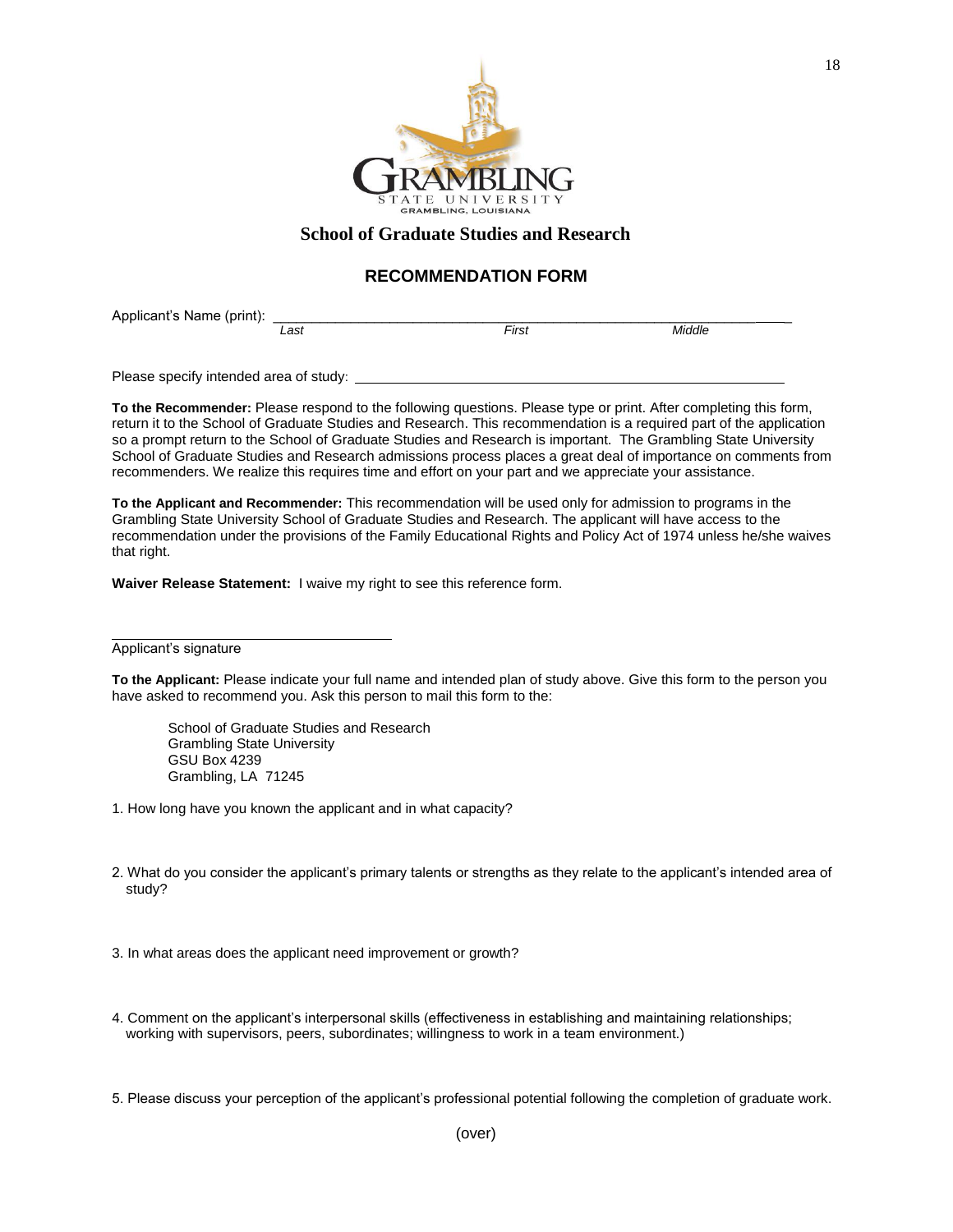GRAMBLING STATE UNIVERSITY
GRAMBLING, LOUISIANA

## School of Graduate Studies and Research

## RECOMMENDATION FORM

Applicant's Name (print): ______________________________________________
*Last* *First* *Middle*

Please specify intended area of study: ______________________________________________

**To the Recommender:** Please respond to the following questions. Please type or print. After completing this form, return it to the School of Graduate Studies and Research. This recommendation is a required part of the application so a prompt return to the School of Graduate Studies and Research is important. The Grambling State University School of Graduate Studies and Research admissions process places a great deal of importance on comments from recommenders. We realize this requires time and effort on your part and we appreciate your assistance.

**To the Applicant and Recommender:** This recommendation will be used only for admission to programs in the Grambling State University School of Graduate Studies and Research. The applicant will have access to the recommendation under the provisions of the Family Educational Rights and Policy Act of 1974 unless he/she waives that right.

**Waiver Release Statement:** I waive my right to see this reference form.

______________________________
Applicant's signature

**To the Applicant:** Please indicate your full name and intended plan of study above. Give this form to the person you have asked to recommend you. Ask this person to mail this form to the:

School of Graduate Studies and Research
Grambling State University
GSU Box 4239
Grambling, LA 71245

1. How long have you known the applicant and in what capacity?

2. What do you consider the applicant's primary talents or strengths as they relate to the applicant's intended area of study?

3. In what areas does the applicant need improvement or growth?

4. Comment on the applicant's interpersonal skills (effectiveness in establishing and maintaining relationships; working with supervisors, peers, subordinates; willingness to work in a team environment.)

5. Please discuss your perception of the applicant's professional potential following the completion of graduate work.

(over)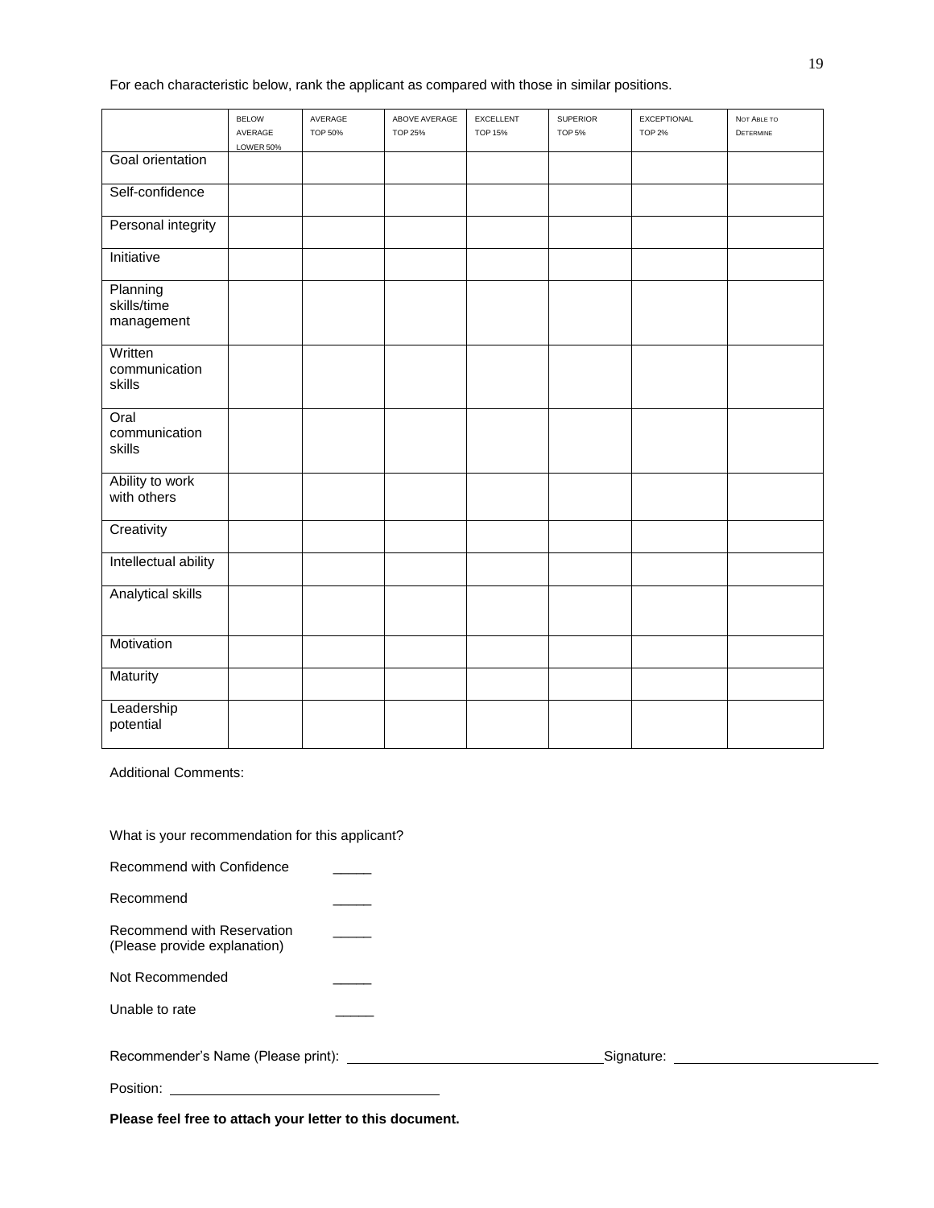For each characteristic below, rank the applicant as compared with those in similar positions.

| | BELOW AVERAGE LOWER 50% | AVERAGE TOP 50% | ABOVE AVERAGE TOP 25% | EXCELLENT TOP 15% | SUPERIOR TOP 5% | EXCEPTIONAL TOP 2% | NOT ABLE TO DETERMINE |
|---|---|---|---|---|---|---|---|
| Goal orientation | | | | | | | |
| Self-confidence | | | | | | | |
| Personal integrity | | | | | | | |
| Initiative | | | | | | | |
| Planning skills/time management | | | | | | | |
| Written communication skills | | | | | | | |
| Oral communication skills | | | | | | | |
| Ability to work with others | | | | | | | |
| Creativity | | | | | | | |
| Intellectual ability | | | | | | | |
| Analytical skills | | | | | | | |
| Motivation | | | | | | | |
| Maturity | | | | | | | |
| Leadership potential | | | | | | | |

Additional Comments:

What is your recommendation for this applicant?

Recommend with Confidence _____

Recommend _____

Recommend with Reservation (Please provide explanation) _____

Not Recommended _____

Unable to rate _____

Recommender's Name (Please print): ______________________________ Signature: ______________________________

Position: ______________________________

**Please feel free to attach your letter to this document.**